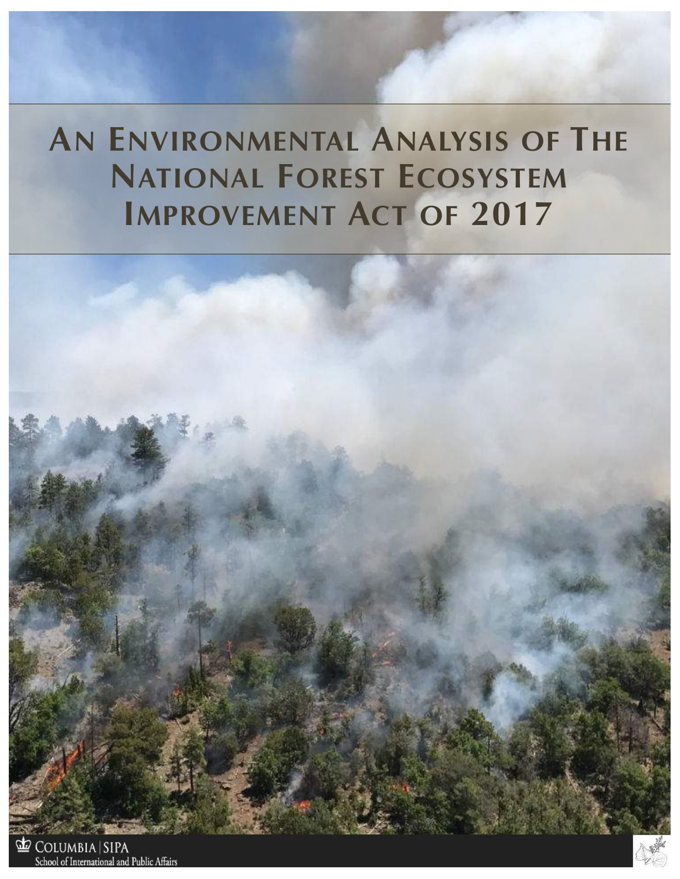# An Environmental Analysis of The National Forest Ecosystem Improvement Act of 2017

Columbia | SIPA

School of International and Public Affairs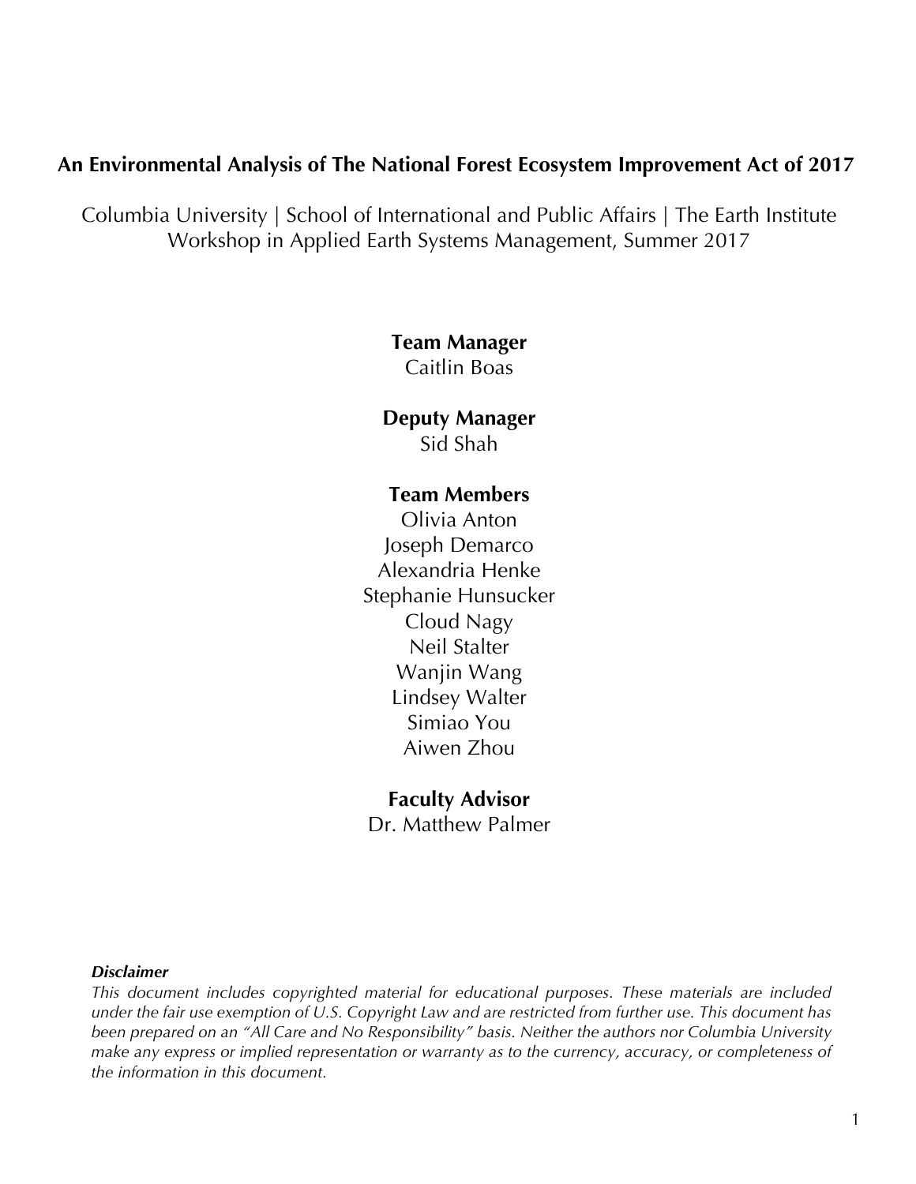# An Environmental Analysis of The National Forest Ecosystem Improvement Act of 2017

Columbia University | School of International and Public Affairs | The Earth Institute
Workshop in Applied Earth Systems Management, Summer 2017

**Team Manager**
Caitlin Boas

**Deputy Manager**
Sid Shah

**Team Members**
Olivia Anton
Joseph Demarco
Alexandria Henke
Stephanie Hunsucker
Cloud Nagy
Neil Stalter
Wanjin Wang
Lindsey Walter
Simiao You
Aiwen Zhou

**Faculty Advisor**
Dr. Matthew Palmer

***Disclaimer***
*This document includes copyrighted material for educational purposes. These materials are included under the fair use exemption of U.S. Copyright Law and are restricted from further use. This document has been prepared on an "All Care and No Responsibility" basis. Neither the authors nor Columbia University make any express or implied representation or warranty as to the currency, accuracy, or completeness of the information in this document.*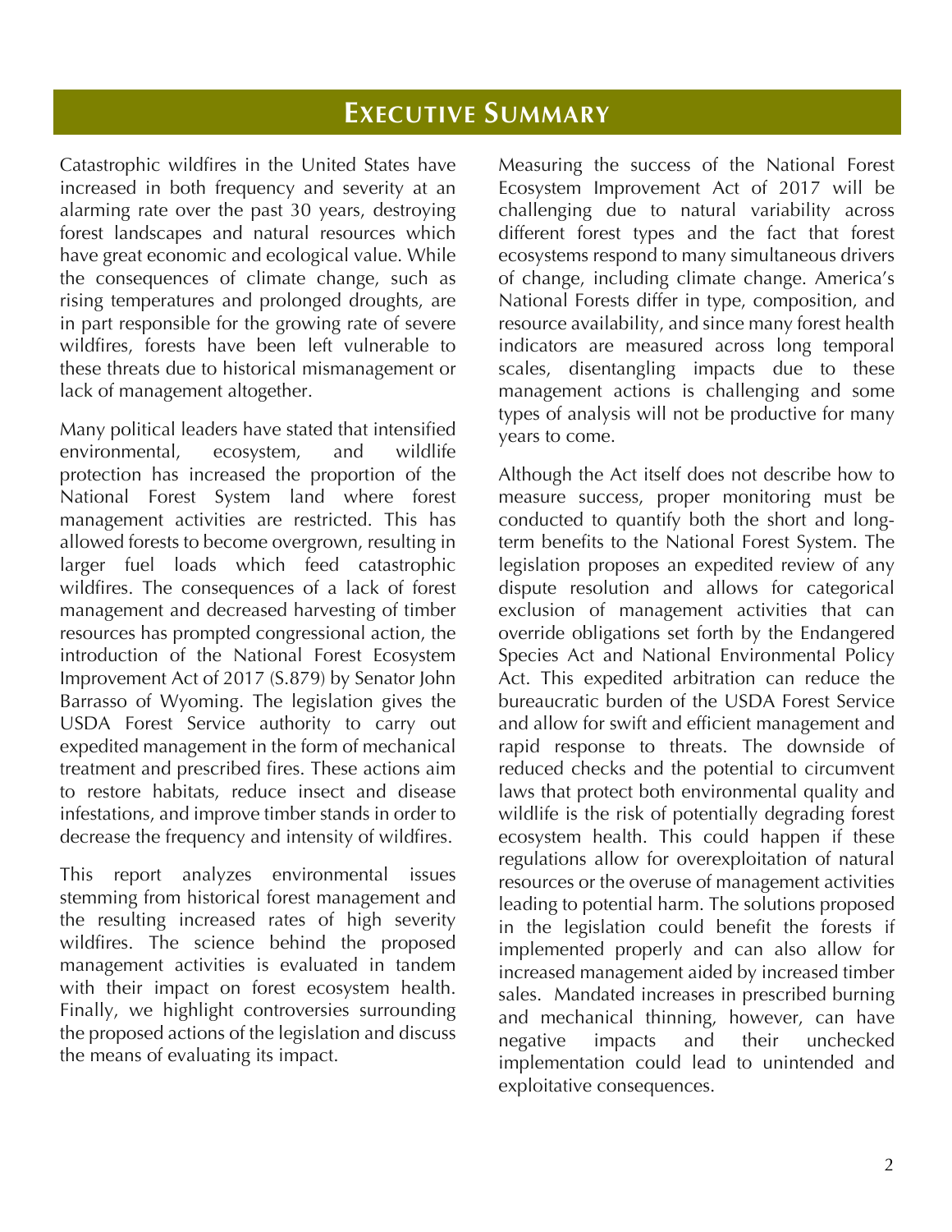# Executive Summary

Catastrophic wildfires in the United States have increased in both frequency and severity at an alarming rate over the past 30 years, destroying forest landscapes and natural resources which have great economic and ecological value. While the consequences of climate change, such as rising temperatures and prolonged droughts, are in part responsible for the growing rate of severe wildfires, forests have been left vulnerable to these threats due to historical mismanagement or lack of management altogether.

Many political leaders have stated that intensified environmental, ecosystem, and wildlife protection has increased the proportion of the National Forest System land where forest management activities are restricted. This has allowed forests to become overgrown, resulting in larger fuel loads which feed catastrophic wildfires. The consequences of a lack of forest management and decreased harvesting of timber resources has prompted congressional action, the introduction of the National Forest Ecosystem Improvement Act of 2017 (S.879) by Senator John Barrasso of Wyoming. The legislation gives the USDA Forest Service authority to carry out expedited management in the form of mechanical treatment and prescribed fires. These actions aim to restore habitats, reduce insect and disease infestations, and improve timber stands in order to decrease the frequency and intensity of wildfires.

This report analyzes environmental issues stemming from historical forest management and the resulting increased rates of high severity wildfires. The science behind the proposed management activities is evaluated in tandem with their impact on forest ecosystem health. Finally, we highlight controversies surrounding the proposed actions of the legislation and discuss the means of evaluating its impact.

Measuring the success of the National Forest Ecosystem Improvement Act of 2017 will be challenging due to natural variability across different forest types and the fact that forest ecosystems respond to many simultaneous drivers of change, including climate change. America's National Forests differ in type, composition, and resource availability, and since many forest health indicators are measured across long temporal scales, disentangling impacts due to these management actions is challenging and some types of analysis will not be productive for many years to come.

Although the Act itself does not describe how to measure success, proper monitoring must be conducted to quantify both the short and long-term benefits to the National Forest System. The legislation proposes an expedited review of any dispute resolution and allows for categorical exclusion of management activities that can override obligations set forth by the Endangered Species Act and National Environmental Policy Act. This expedited arbitration can reduce the bureaucratic burden of the USDA Forest Service and allow for swift and efficient management and rapid response to threats. The downside of reduced checks and the potential to circumvent laws that protect both environmental quality and wildlife is the risk of potentially degrading forest ecosystem health. This could happen if these regulations allow for overexploitation of natural resources or the overuse of management activities leading to potential harm. The solutions proposed in the legislation could benefit the forests if implemented properly and can also allow for increased management aided by increased timber sales. Mandated increases in prescribed burning and mechanical thinning, however, can have negative impacts and their unchecked implementation could lead to unintended and exploitative consequences.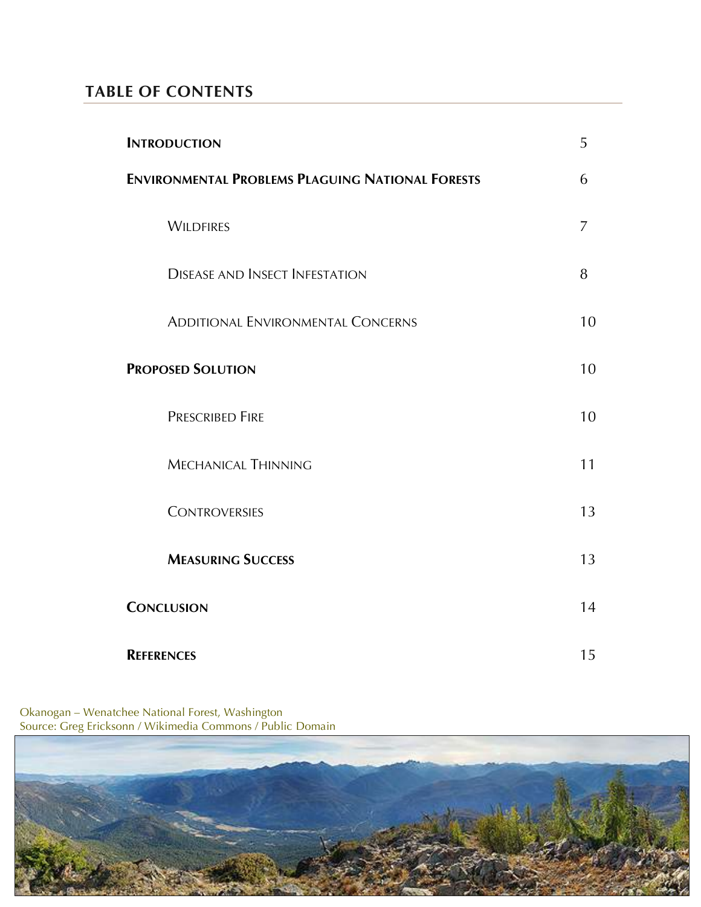## TABLE OF CONTENTS

| | |
|---|---|
| **INTRODUCTION** | 5 |
| **ENVIRONMENTAL PROBLEMS PLAGUING NATIONAL FORESTS** | 6 |
| WILDFIRES | 7 |
| DISEASE AND INSECT INFESTATION | 8 |
| ADDITIONAL ENVIRONMENTAL CONCERNS | 10 |
| **PROPOSED SOLUTION** | 10 |
| PRESCRIBED FIRE | 10 |
| MECHANICAL THINNING | 11 |
| CONTROVERSIES | 13 |
| **MEASURING SUCCESS** | 13 |
| **CONCLUSION** | 14 |
| **REFERENCES** | 15 |

Okanogan – Wenatchee National Forest, Washington
Source: Greg Ericksonn / Wikimedia Commons / Public Domain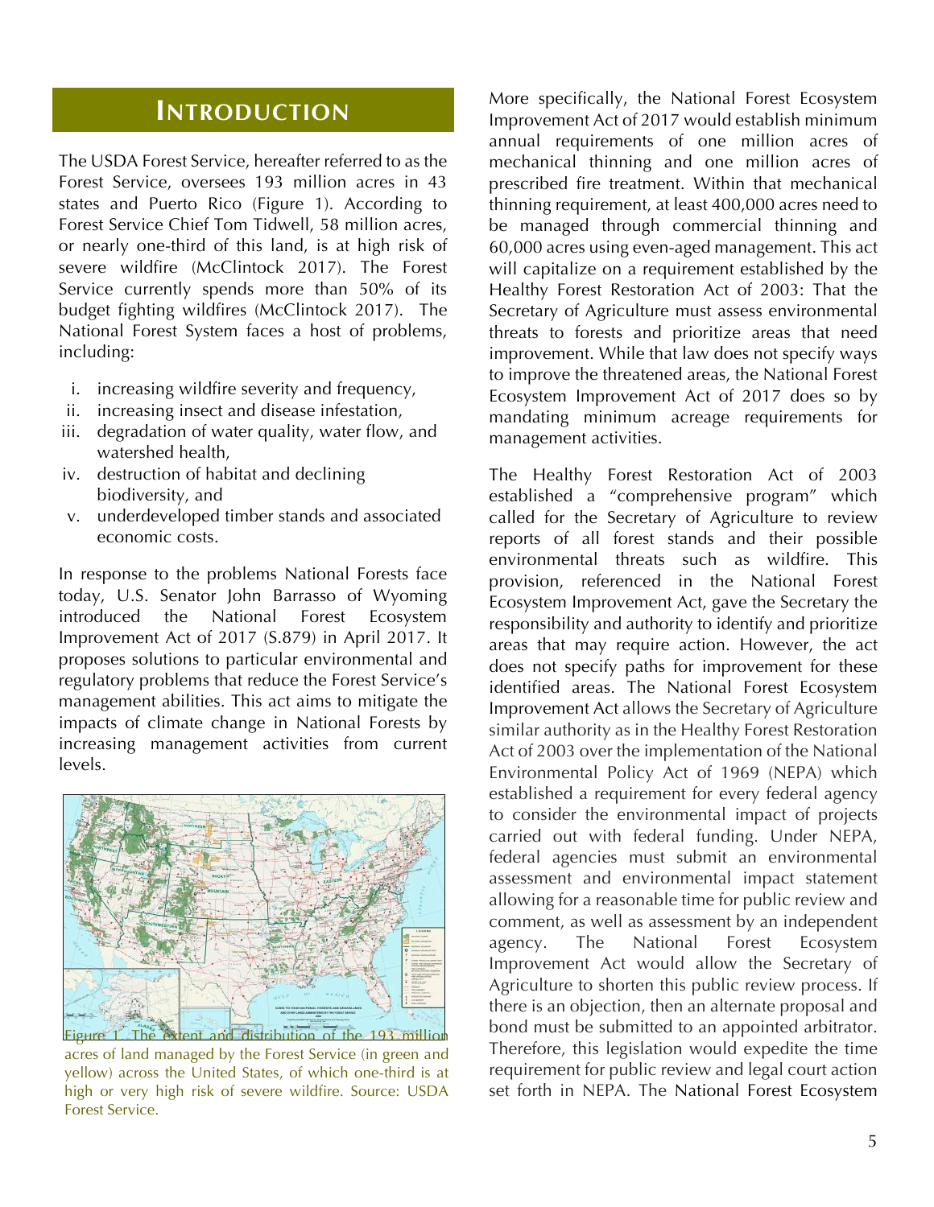# Introduction

The USDA Forest Service, hereafter referred to as the Forest Service, oversees 193 million acres in 43 states and Puerto Rico (Figure 1). According to Forest Service Chief Tom Tidwell, 58 million acres, or nearly one-third of this land, is at high risk of severe wildfire (McClintock 2017). The Forest Service currently spends more than 50% of its budget fighting wildfires (McClintock 2017). The National Forest System faces a host of problems, including:

i. increasing wildfire severity and frequency,
ii. increasing insect and disease infestation,
iii. degradation of water quality, water flow, and watershed health,
iv. destruction of habitat and declining biodiversity, and
v. underdeveloped timber stands and associated economic costs.

In response to the problems National Forests face today, U.S. Senator John Barrasso of Wyoming introduced the National Forest Ecosystem Improvement Act of 2017 (S.879) in April 2017. It proposes solutions to particular environmental and regulatory problems that reduce the Forest Service's management abilities. This act aims to mitigate the impacts of climate change in National Forests by increasing management activities from current levels.

Figure 1. The extent and distribution of the 193 million acres of land managed by the Forest Service (in green and yellow) across the United States, of which one-third is at high or very high risk of severe wildfire. Source: USDA Forest Service.

More specifically, the National Forest Ecosystem Improvement Act of 2017 would establish minimum annual requirements of one million acres of mechanical thinning and one million acres of prescribed fire treatment. Within that mechanical thinning requirement, at least 400,000 acres need to be managed through commercial thinning and 60,000 acres using even-aged management. This act will capitalize on a requirement established by the Healthy Forest Restoration Act of 2003: That the Secretary of Agriculture must assess environmental threats to forests and prioritize areas that need improvement. While that law does not specify ways to improve the threatened areas, the National Forest Ecosystem Improvement Act of 2017 does so by mandating minimum acreage requirements for management activities.

The Healthy Forest Restoration Act of 2003 established a "comprehensive program" which called for the Secretary of Agriculture to review reports of all forest stands and their possible environmental threats such as wildfire. This provision, referenced in the National Forest Ecosystem Improvement Act, gave the Secretary the responsibility and authority to identify and prioritize areas that may require action. However, the act does not specify paths for improvement for these identified areas. The National Forest Ecosystem Improvement Act allows the Secretary of Agriculture similar authority as in the Healthy Forest Restoration Act of 2003 over the implementation of the National Environmental Policy Act of 1969 (NEPA) which established a requirement for every federal agency to consider the environmental impact of projects carried out with federal funding. Under NEPA, federal agencies must submit an environmental assessment and environmental impact statement allowing for a reasonable time for public review and comment, as well as assessment by an independent agency. The National Forest Ecosystem Improvement Act would allow the Secretary of Agriculture to shorten this public review process. If there is an objection, then an alternate proposal and bond must be submitted to an appointed arbitrator. Therefore, this legislation would expedite the time requirement for public review and legal court action set forth in NEPA. The National Forest Ecosystem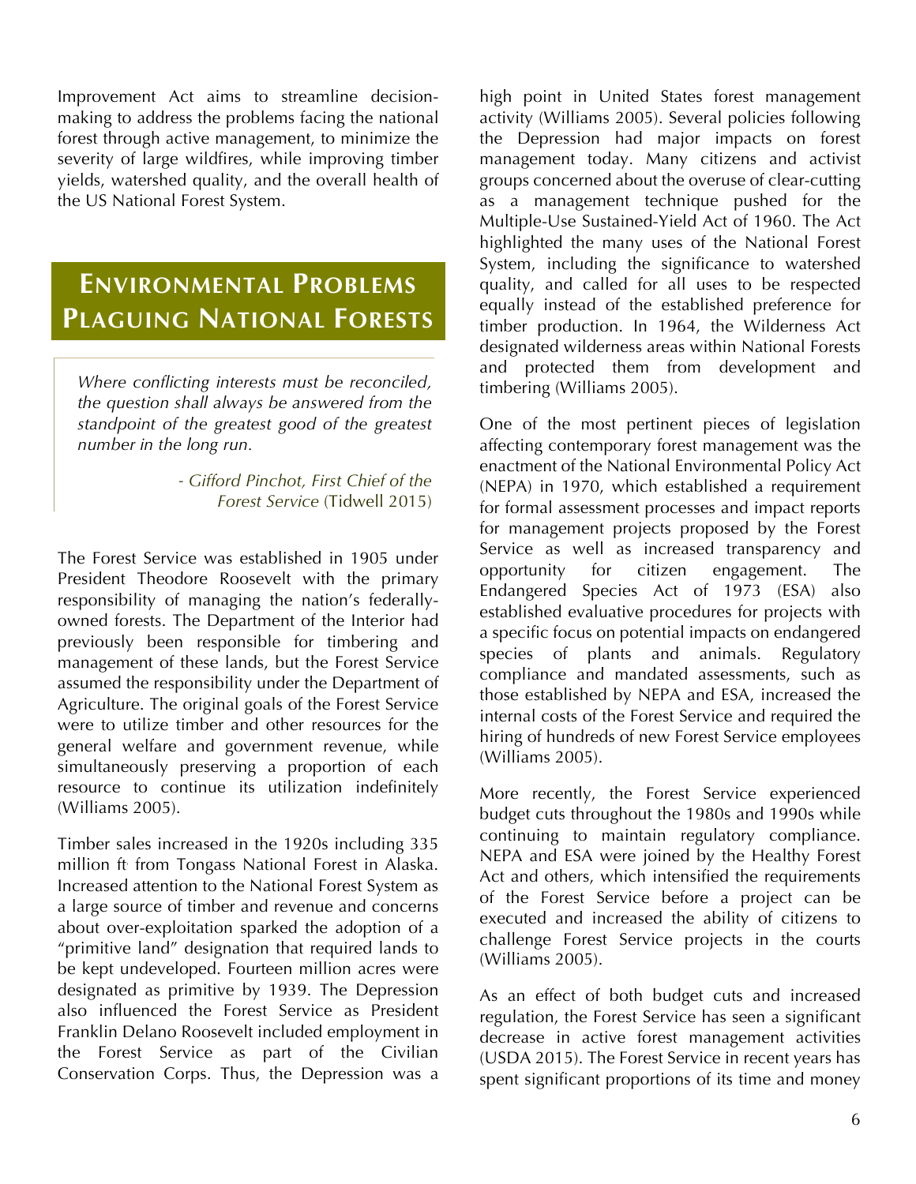Improvement Act aims to streamline decision-making to address the problems facing the national forest through active management, to minimize the severity of large wildfires, while improving timber yields, watershed quality, and the overall health of the US National Forest System.

## Environmental Problems Plaguing National Forests

> *Where conflicting interests must be reconciled, the question shall always be answered from the standpoint of the greatest good of the greatest number in the long run.*
>
> *- Gifford Pinchot, First Chief of the Forest Service* (Tidwell 2015)

The Forest Service was established in 1905 under President Theodore Roosevelt with the primary responsibility of managing the nation's federally-owned forests. The Department of the Interior had previously been responsible for timbering and management of these lands, but the Forest Service assumed the responsibility under the Department of Agriculture. The original goals of the Forest Service were to utilize timber and other resources for the general welfare and government revenue, while simultaneously preserving a proportion of each resource to continue its utilization indefinitely (Williams 2005).

Timber sales increased in the 1920s including 335 million ft from Tongass National Forest in Alaska. Increased attention to the National Forest System as a large source of timber and revenue and concerns about over-exploitation sparked the adoption of a "primitive land" designation that required lands to be kept undeveloped. Fourteen million acres were designated as primitive by 1939. The Depression also influenced the Forest Service as President Franklin Delano Roosevelt included employment in the Forest Service as part of the Civilian Conservation Corps. Thus, the Depression was a high point in United States forest management activity (Williams 2005). Several policies following the Depression had major impacts on forest management today. Many citizens and activist groups concerned about the overuse of clear-cutting as a management technique pushed for the Multiple-Use Sustained-Yield Act of 1960. The Act highlighted the many uses of the National Forest System, including the significance to watershed quality, and called for all uses to be respected equally instead of the established preference for timber production. In 1964, the Wilderness Act designated wilderness areas within National Forests and protected them from development and timbering (Williams 2005).

One of the most pertinent pieces of legislation affecting contemporary forest management was the enactment of the National Environmental Policy Act (NEPA) in 1970, which established a requirement for formal assessment processes and impact reports for management projects proposed by the Forest Service as well as increased transparency and opportunity for citizen engagement. The Endangered Species Act of 1973 (ESA) also established evaluative procedures for projects with a specific focus on potential impacts on endangered species of plants and animals. Regulatory compliance and mandated assessments, such as those established by NEPA and ESA, increased the internal costs of the Forest Service and required the hiring of hundreds of new Forest Service employees (Williams 2005).

More recently, the Forest Service experienced budget cuts throughout the 1980s and 1990s while continuing to maintain regulatory compliance. NEPA and ESA were joined by the Healthy Forest Act and others, which intensified the requirements of the Forest Service before a project can be executed and increased the ability of citizens to challenge Forest Service projects in the courts (Williams 2005).

As an effect of both budget cuts and increased regulation, the Forest Service has seen a significant decrease in active forest management activities (USDA 2015). The Forest Service in recent years has spent significant proportions of its time and money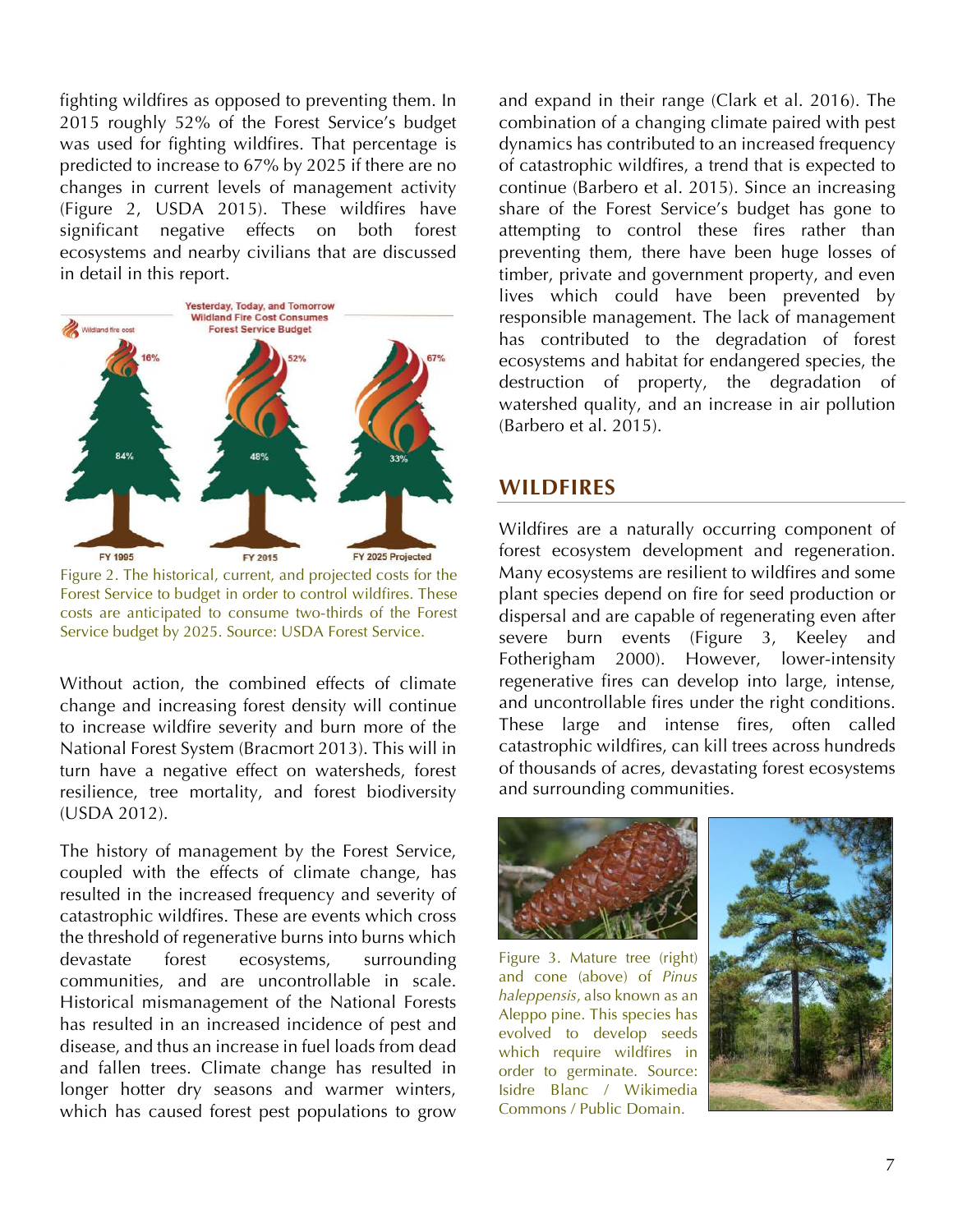fighting wildfires as opposed to preventing them. In 2015 roughly 52% of the Forest Service's budget was used for fighting wildfires. That percentage is predicted to increase to 67% by 2025 if there are no changes in current levels of management activity (Figure 2, USDA 2015). These wildfires have significant negative effects on both forest ecosystems and nearby civilians that are discussed in detail in this report.

Figure 2. The historical, current, and projected costs for the Forest Service to budget in order to control wildfires. These costs are anticipated to consume two-thirds of the Forest Service budget by 2025. Source: USDA Forest Service.

Without action, the combined effects of climate change and increasing forest density will continue to increase wildfire severity and burn more of the National Forest System (Bracmort 2013). This will in turn have a negative effect on watersheds, forest resilience, tree mortality, and forest biodiversity (USDA 2012).

The history of management by the Forest Service, coupled with the effects of climate change, has resulted in the increased frequency and severity of catastrophic wildfires. These are events which cross the threshold of regenerative burns into burns which devastate forest ecosystems, surrounding communities, and are uncontrollable in scale. Historical mismanagement of the National Forests has resulted in an increased incidence of pest and disease, and thus an increase in fuel loads from dead and fallen trees. Climate change has resulted in longer hotter dry seasons and warmer winters, which has caused forest pest populations to grow and expand in their range (Clark et al. 2016). The combination of a changing climate paired with pest dynamics has contributed to an increased frequency of catastrophic wildfires, a trend that is expected to continue (Barbero et al. 2015). Since an increasing share of the Forest Service's budget has gone to attempting to control these fires rather than preventing them, there have been huge losses of timber, private and government property, and even lives which could have been prevented by responsible management. The lack of management has contributed to the degradation of forest ecosystems and habitat for endangered species, the destruction of property, the degradation of watershed quality, and an increase in air pollution (Barbero et al. 2015).

## WILDFIRES

Wildfires are a naturally occurring component of forest ecosystem development and regeneration. Many ecosystems are resilient to wildfires and some plant species depend on fire for seed production or dispersal and are capable of regenerating even after severe burn events (Figure 3, Keeley and Fotherigham 2000). However, lower-intensity regenerative fires can develop into large, intense, and uncontrollable fires under the right conditions. These large and intense fires, often called catastrophic wildfires, can kill trees across hundreds of thousands of acres, devastating forest ecosystems and surrounding communities.

Figure 3. Mature tree (right) and cone (above) of *Pinus haleppensis*, also known as an Aleppo pine. This species has evolved to develop seeds which require wildfires in order to germinate. Source: Isidre Blanc / Wikimedia Commons / Public Domain.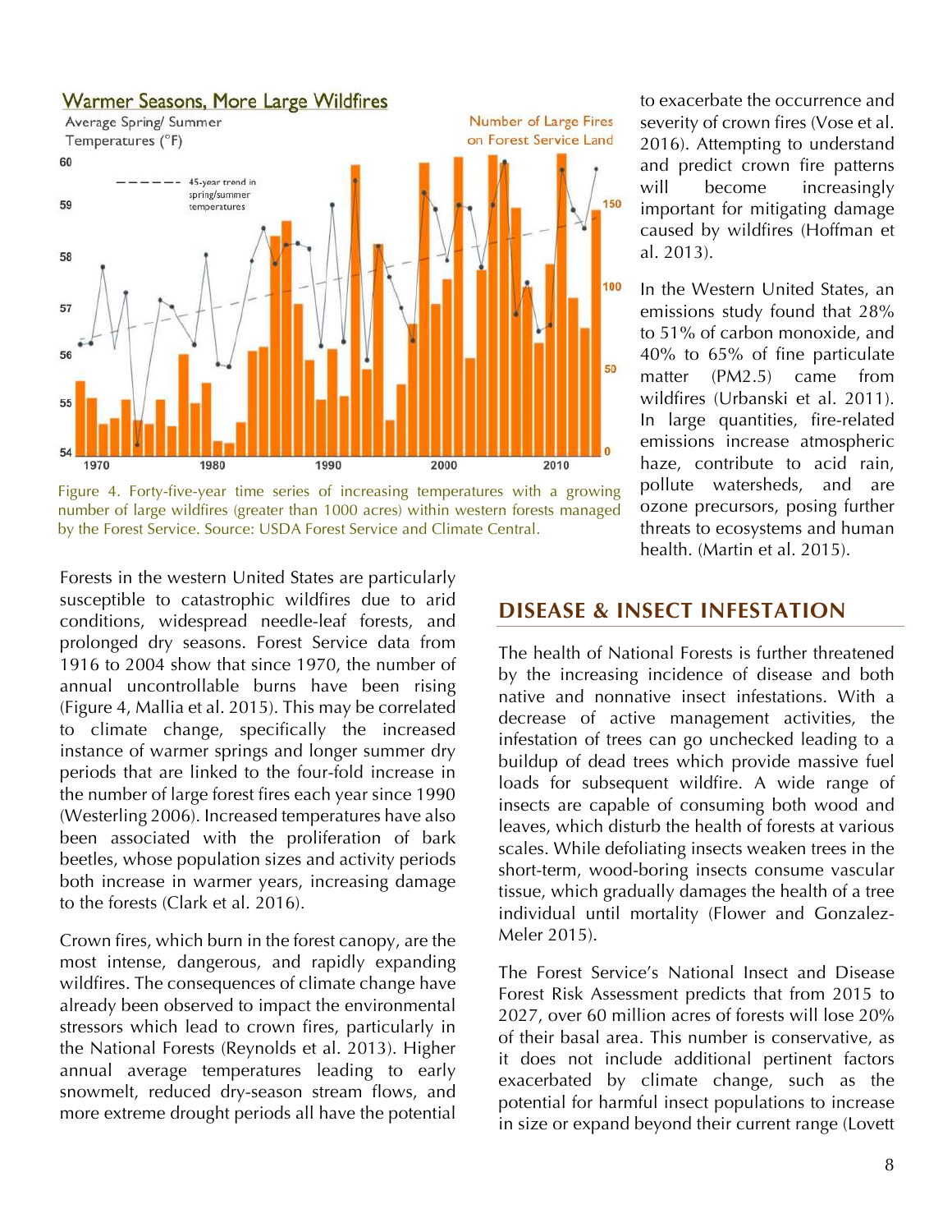Warmer Seasons, More Large Wildfires

Figure 4. Forty-five-year time series of increasing temperatures with a growing number of large wildfires (greater than 1000 acres) within western forests managed by the Forest Service. Source: USDA Forest Service and Climate Central.

Forests in the western United States are particularly susceptible to catastrophic wildfires due to arid conditions, widespread needle-leaf forests, and prolonged dry seasons. Forest Service data from 1916 to 2004 show that since 1970, the number of annual uncontrollable burns have been rising (Figure 4, Mallia et al. 2015). This may be correlated to climate change, specifically the increased instance of warmer springs and longer summer dry periods that are linked to the four-fold increase in the number of large forest fires each year since 1990 (Westerling 2006). Increased temperatures have also been associated with the proliferation of bark beetles, whose population sizes and activity periods both increase in warmer years, increasing damage to the forests (Clark et al. 2016).

Crown fires, which burn in the forest canopy, are the most intense, dangerous, and rapidly expanding wildfires. The consequences of climate change have already been observed to impact the environmental stressors which lead to crown fires, particularly in the National Forests (Reynolds et al. 2013). Higher annual average temperatures leading to early snowmelt, reduced dry-season stream flows, and more extreme drought periods all have the potential to exacerbate the occurrence and severity of crown fires (Vose et al. 2016). Attempting to understand and predict crown fire patterns will become increasingly important for mitigating damage caused by wildfires (Hoffman et al. 2013).

In the Western United States, an emissions study found that 28% to 51% of carbon monoxide, and 40% to 65% of fine particulate matter (PM2.5) came from wildfires (Urbanski et al. 2011). In large quantities, fire-related emissions increase atmospheric haze, contribute to acid rain, pollute watersheds, and are ozone precursors, posing further threats to ecosystems and human health. (Martin et al. 2015).

## DISEASE & INSECT INFESTATION

The health of National Forests is further threatened by the increasing incidence of disease and both native and nonnative insect infestations. With a decrease of active management activities, the infestation of trees can go unchecked leading to a buildup of dead trees which provide massive fuel loads for subsequent wildfire. A wide range of insects are capable of consuming both wood and leaves, which disturb the health of forests at various scales. While defoliating insects weaken trees in the short-term, wood-boring insects consume vascular tissue, which gradually damages the health of a tree individual until mortality (Flower and Gonzalez-Meler 2015).

The Forest Service's National Insect and Disease Forest Risk Assessment predicts that from 2015 to 2027, over 60 million acres of forests will lose 20% of their basal area. This number is conservative, as it does not include additional pertinent factors exacerbated by climate change, such as the potential for harmful insect populations to increase in size or expand beyond their current range (Lovett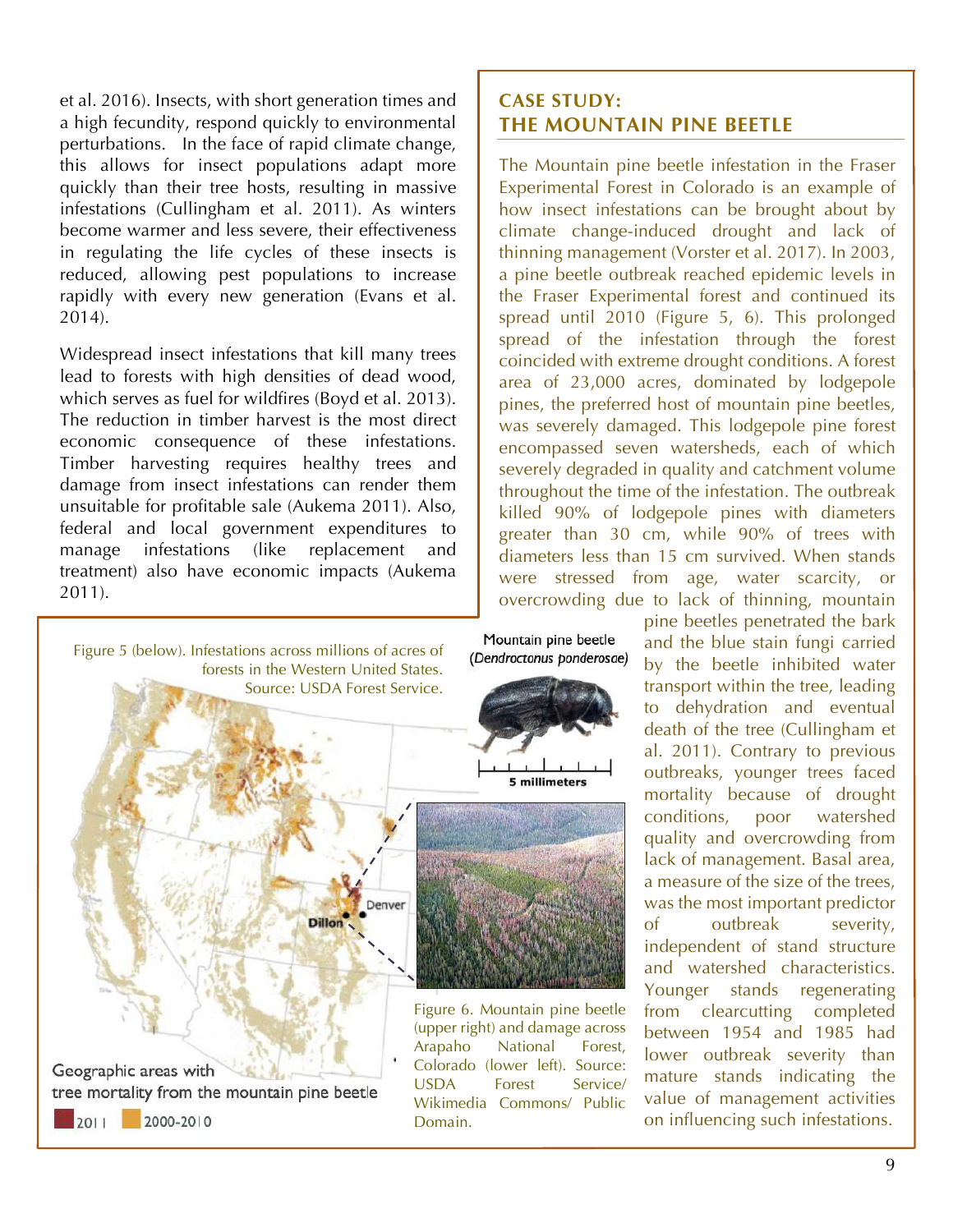et al. 2016). Insects, with short generation times and a high fecundity, respond quickly to environmental perturbations. In the face of rapid climate change, this allows for insect populations adapt more quickly than their tree hosts, resulting in massive infestations (Cullingham et al. 2011). As winters become warmer and less severe, their effectiveness in regulating the life cycles of these insects is reduced, allowing pest populations to increase rapidly with every new generation (Evans et al. 2014).

Widespread insect infestations that kill many trees lead to forests with high densities of dead wood, which serves as fuel for wildfires (Boyd et al. 2013). The reduction in timber harvest is the most direct economic consequence of these infestations. Timber harvesting requires healthy trees and damage from insect infestations can render them unsuitable for profitable sale (Aukema 2011). Also, federal and local government expenditures to manage infestations (like replacement and treatment) also have economic impacts (Aukema 2011).

## CASE STUDY: THE MOUNTAIN PINE BEETLE

The Mountain pine beetle infestation in the Fraser Experimental Forest in Colorado is an example of how insect infestations can be brought about by climate change-induced drought and lack of thinning management (Vorster et al. 2017). In 2003, a pine beetle outbreak reached epidemic levels in the Fraser Experimental forest and continued its spread until 2010 (Figure 5, 6). This prolonged spread of the infestation through the forest coincided with extreme drought conditions. A forest area of 23,000 acres, dominated by lodgepole pines, the preferred host of mountain pine beetles, was severely damaged. This lodgepole pine forest encompassed seven watersheds, each of which severely degraded in quality and catchment volume throughout the time of the infestation. The outbreak killed 90% of lodgepole pines with diameters greater than 30 cm, while 90% of trees with diameters less than 15 cm survived. When stands were stressed from age, water scarcity, or overcrowding due to lack of thinning, mountain pine beetles penetrated the bark and the blue stain fungi carried by the beetle inhibited water transport within the tree, leading to dehydration and eventual death of the tree (Cullingham et al. 2011). Contrary to previous outbreaks, younger trees faced mortality because of drought conditions, poor watershed quality and overcrowding from lack of management. Basal area, a measure of the size of the trees, was the most important predictor of outbreak severity, independent of stand structure and watershed characteristics. Younger stands regenerating from clearcutting completed between 1954 and 1985 had lower outbreak severity than mature stands indicating the value of management activities on influencing such infestations.

Figure 5 (below). Infestations across millions of acres of forests in the Western United States. Source: USDA Forest Service.

Geographic areas with tree mortality from the mountain pine beetle

2011 | 2000-2010

Mountain pine beetle (*Dendroctonus ponderosae*)

5 millimeters

Figure 6. Mountain pine beetle (upper right) and damage across Arapaho National Forest, Colorado (lower left). Source: USDA Forest Service/ Wikimedia Commons/ Public Domain.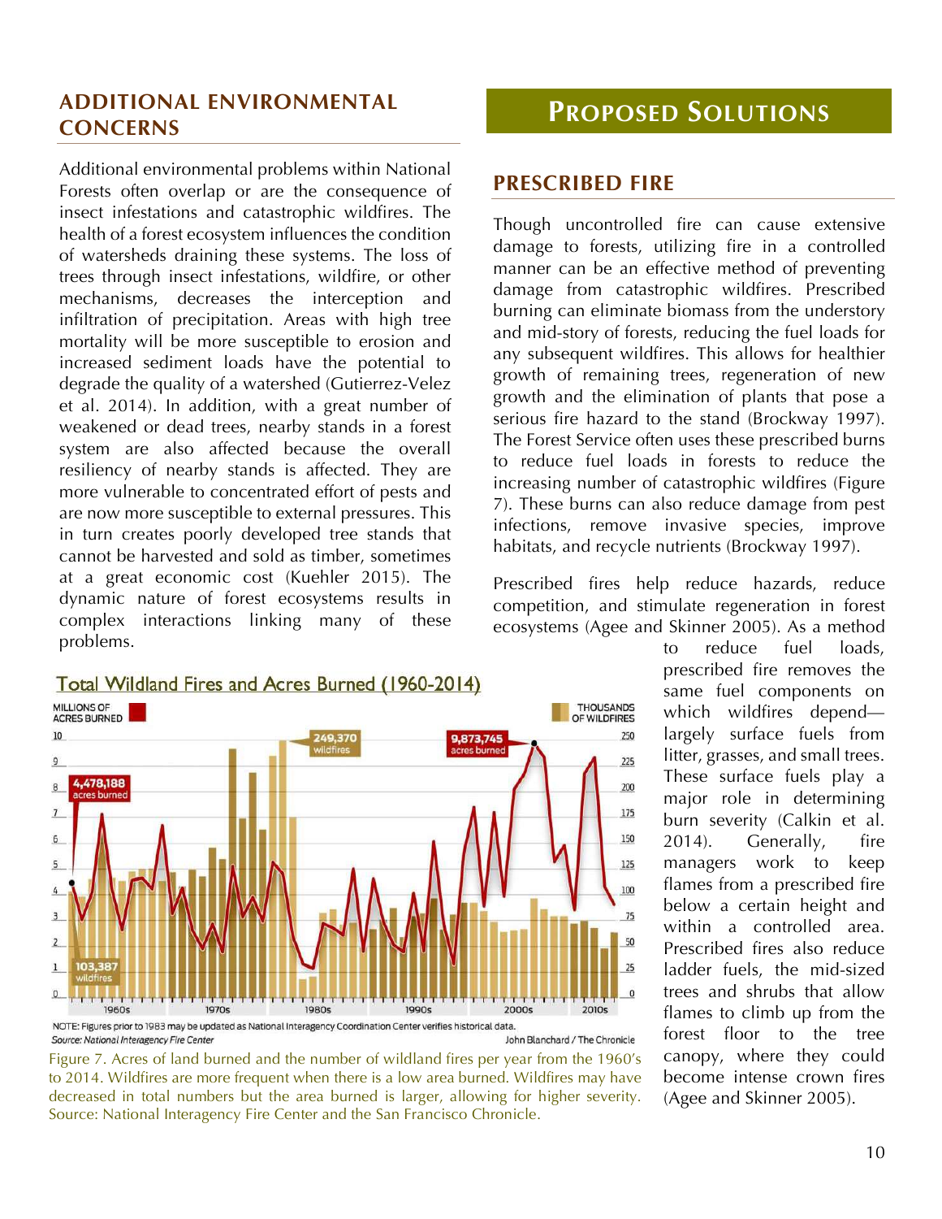## ADDITIONAL ENVIRONMENTAL CONCERNS

Additional environmental problems within National Forests often overlap or are the consequence of insect infestations and catastrophic wildfires. The health of a forest ecosystem influences the condition of watersheds draining these systems. The loss of trees through insect infestations, wildfire, or other mechanisms, decreases the interception and infiltration of precipitation. Areas with high tree mortality will be more susceptible to erosion and increased sediment loads have the potential to degrade the quality of a watershed (Gutierrez-Velez et al. 2014). In addition, with a great number of weakened or dead trees, nearby stands in a forest system are also affected because the overall resiliency of nearby stands is affected. They are more vulnerable to concentrated effort of pests and are now more susceptible to external pressures. This in turn creates poorly developed tree stands that cannot be harvested and sold as timber, sometimes at a great economic cost (Kuehler 2015). The dynamic nature of forest ecosystems results in complex interactions linking many of these problems.

Total Wildland Fires and Acres Burned (1960-2014)

MILLIONS OF ACRES BURNED — THOUSANDS OF WILDFIRES

4,478,188 acres burned — 103,387 wildfires — 249,370 wildfires — 9,873,745 acres burned

NOTE: Figures prior to 1983 may be updated as National Interagency Coordination Center verifies historical data.
Source: National Interagency Fire Center — John Blanchard / The Chronicle

Figure 7. Acres of land burned and the number of wildland fires per year from the 1960's to 2014. Wildfires are more frequent when there is a low area burned. Wildfires may have decreased in total numbers but the area burned is larger, allowing for higher severity. Source: National Interagency Fire Center and the San Francisco Chronicle.

# PROPOSED SOLUTIONS

## PRESCRIBED FIRE

Though uncontrolled fire can cause extensive damage to forests, utilizing fire in a controlled manner can be an effective method of preventing damage from catastrophic wildfires. Prescribed burning can eliminate biomass from the understory and mid-story of forests, reducing the fuel loads for any subsequent wildfires. This allows for healthier growth of remaining trees, regeneration of new growth and the elimination of plants that pose a serious fire hazard to the stand (Brockway 1997). The Forest Service often uses these prescribed burns to reduce fuel loads in forests to reduce the increasing number of catastrophic wildfires (Figure 7). These burns can also reduce damage from pest infections, remove invasive species, improve habitats, and recycle nutrients (Brockway 1997).

Prescribed fires help reduce hazards, reduce competition, and stimulate regeneration in forest ecosystems (Agee and Skinner 2005). As a method to reduce fuel loads, prescribed fire removes the same fuel components on which wildfires depend—largely surface fuels from litter, grasses, and small trees. These surface fuels play a major role in determining burn severity (Calkin et al. 2014). Generally, fire managers work to keep flames from a prescribed fire below a certain height and within a controlled area. Prescribed fires also reduce ladder fuels, the mid-sized trees and shrubs that allow flames to climb up from the forest floor to the tree canopy, where they could become intense crown fires (Agee and Skinner 2005).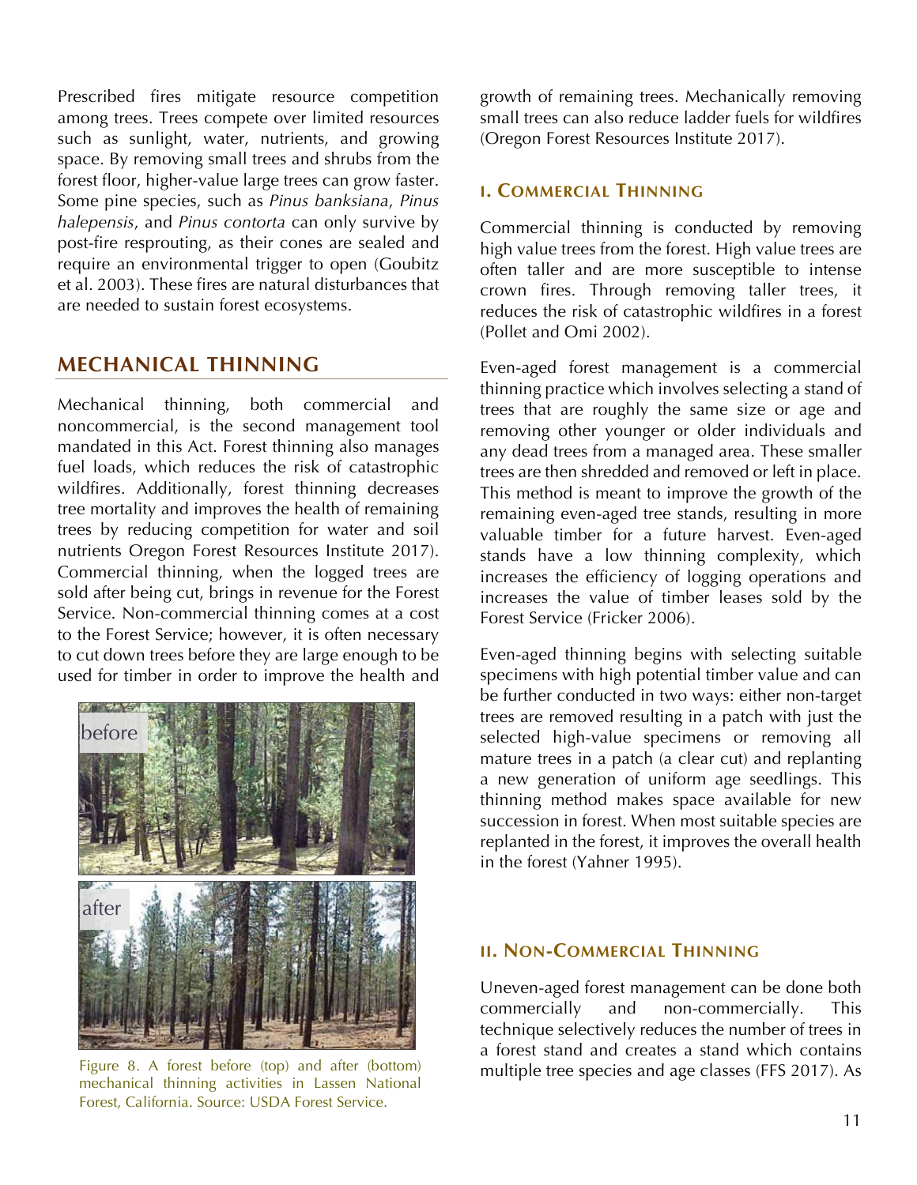Prescribed fires mitigate resource competition among trees. Trees compete over limited resources such as sunlight, water, nutrients, and growing space. By removing small trees and shrubs from the forest floor, higher-value large trees can grow faster. Some pine species, such as *Pinus banksiana*, *Pinus halepensis*, and *Pinus contorta* can only survive by post-fire resprouting, as their cones are sealed and require an environmental trigger to open (Goubitz et al. 2003). These fires are natural disturbances that are needed to sustain forest ecosystems.

## MECHANICAL THINNING

Mechanical thinning, both commercial and noncommercial, is the second management tool mandated in this Act. Forest thinning also manages fuel loads, which reduces the risk of catastrophic wildfires. Additionally, forest thinning decreases tree mortality and improves the health of remaining trees by reducing competition for water and soil nutrients Oregon Forest Resources Institute 2017). Commercial thinning, when the logged trees are sold after being cut, brings in revenue for the Forest Service. Non-commercial thinning comes at a cost to the Forest Service; however, it is often necessary to cut down trees before they are large enough to be used for timber in order to improve the health and growth of remaining trees. Mechanically removing small trees can also reduce ladder fuels for wildfires (Oregon Forest Resources Institute 2017).

Figure 8. A forest before (top) and after (bottom) mechanical thinning activities in Lassen National Forest, California. Source: USDA Forest Service.

### I. Commercial Thinning

Commercial thinning is conducted by removing high value trees from the forest. High value trees are often taller and are more susceptible to intense crown fires. Through removing taller trees, it reduces the risk of catastrophic wildfires in a forest (Pollet and Omi 2002).

Even-aged forest management is a commercial thinning practice which involves selecting a stand of trees that are roughly the same size or age and removing other younger or older individuals and any dead trees from a managed area. These smaller trees are then shredded and removed or left in place. This method is meant to improve the growth of the remaining even-aged tree stands, resulting in more valuable timber for a future harvest. Even-aged stands have a low thinning complexity, which increases the efficiency of logging operations and increases the value of timber leases sold by the Forest Service (Fricker 2006).

Even-aged thinning begins with selecting suitable specimens with high potential timber value and can be further conducted in two ways: either non-target trees are removed resulting in a patch with just the selected high-value specimens or removing all mature trees in a patch (a clear cut) and replanting a new generation of uniform age seedlings. This thinning method makes space available for new succession in forest. When most suitable species are replanted in the forest, it improves the overall health in the forest (Yahner 1995).

### II. Non-Commercial Thinning

Uneven-aged forest management can be done both commercially and non-commercially. This technique selectively reduces the number of trees in a forest stand and creates a stand which contains multiple tree species and age classes (FFS 2017). As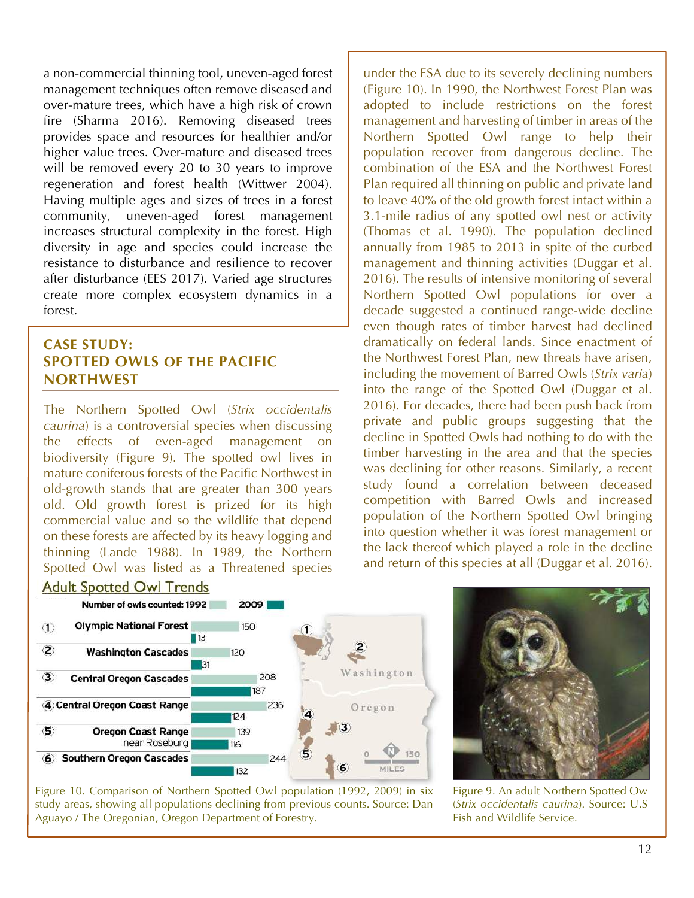a non-commercial thinning tool, uneven-aged forest management techniques often remove diseased and over-mature trees, which have a high risk of crown fire (Sharma 2016). Removing diseased trees provides space and resources for healthier and/or higher value trees. Over-mature and diseased trees will be removed every 20 to 30 years to improve regeneration and forest health (Wittwer 2004). Having multiple ages and sizes of trees in a forest community, uneven-aged forest management increases structural complexity in the forest. High diversity in age and species could increase the resistance to disturbance and resilience to recover after disturbance (EES 2017). Varied age structures create more complex ecosystem dynamics in a forest.

## CASE STUDY: SPOTTED OWLS OF THE PACIFIC NORTHWEST

The Northern Spotted Owl (*Strix occidentalis caurina*) is a controversial species when discussing the effects of even-aged management on biodiversity (Figure 9). The spotted owl lives in mature coniferous forests of the Pacific Northwest in old-growth stands that are greater than 300 years old. Old growth forest is prized for its high commercial value and so the wildlife that depend on these forests are affected by its heavy logging and thinning (Lande 1988). In 1989, the Northern Spotted Owl was listed as a Threatened species under the ESA due to its severely declining numbers (Figure 10). In 1990, the Northwest Forest Plan was adopted to include restrictions on the forest management and harvesting of timber in areas of the Northern Spotted Owl range to help their population recover from dangerous decline. The combination of the ESA and the Northwest Forest Plan required all thinning on public and private land to leave 40% of the old growth forest intact within a 3.1-mile radius of any spotted owl nest or activity (Thomas et al. 1990). The population declined annually from 1985 to 2013 in spite of the curbed management and thinning activities (Duggar et al. 2016). The results of intensive monitoring of several Northern Spotted Owl populations for over a decade suggested a continued range-wide decline even though rates of timber harvest had declined dramatically on federal lands. Since enactment of the Northwest Forest Plan, new threats have arisen, including the movement of Barred Owls (*Strix varia*) into the range of the Spotted Owl (Duggar et al. 2016). For decades, there had been push back from private and public groups suggesting that the decline in Spotted Owls had nothing to do with the timber harvesting in the area and that the species was declining for other reasons. Similarly, a recent study found a correlation between deceased competition with Barred Owls and increased population of the Northern Spotted Owl bringing into question whether it was forest management or the lack thereof which played a role in the decline and return of this species at all (Duggar et al. 2016).

**Adult Spotted Owl Trends**

Number of owls counted: 1992, 2009

| Study area | 1992 | 2009 |
|---|---|---|
| 1. Olympic National Forest | 150 | 13 |
| 2. Washington Cascades | 120 | 31 |
| 3. Central Oregon Cascades | 208 | 187 |
| 4. Central Oregon Coast Range | 236 | 124 |
| 5. Oregon Coast Range near Roseburg | 139 | 116 |
| 6. Southern Oregon Cascades | 244 | 132 |

Figure 10. Comparison of Northern Spotted Owl population (1992, 2009) in six study areas, showing all populations declining from previous counts. Source: Dan Aguayo / The Oregonian, Oregon Department of Forestry.

Figure 9. An adult Northern Spotted Owl (*Strix occidentalis caurina*). Source: U.S. Fish and Wildlife Service.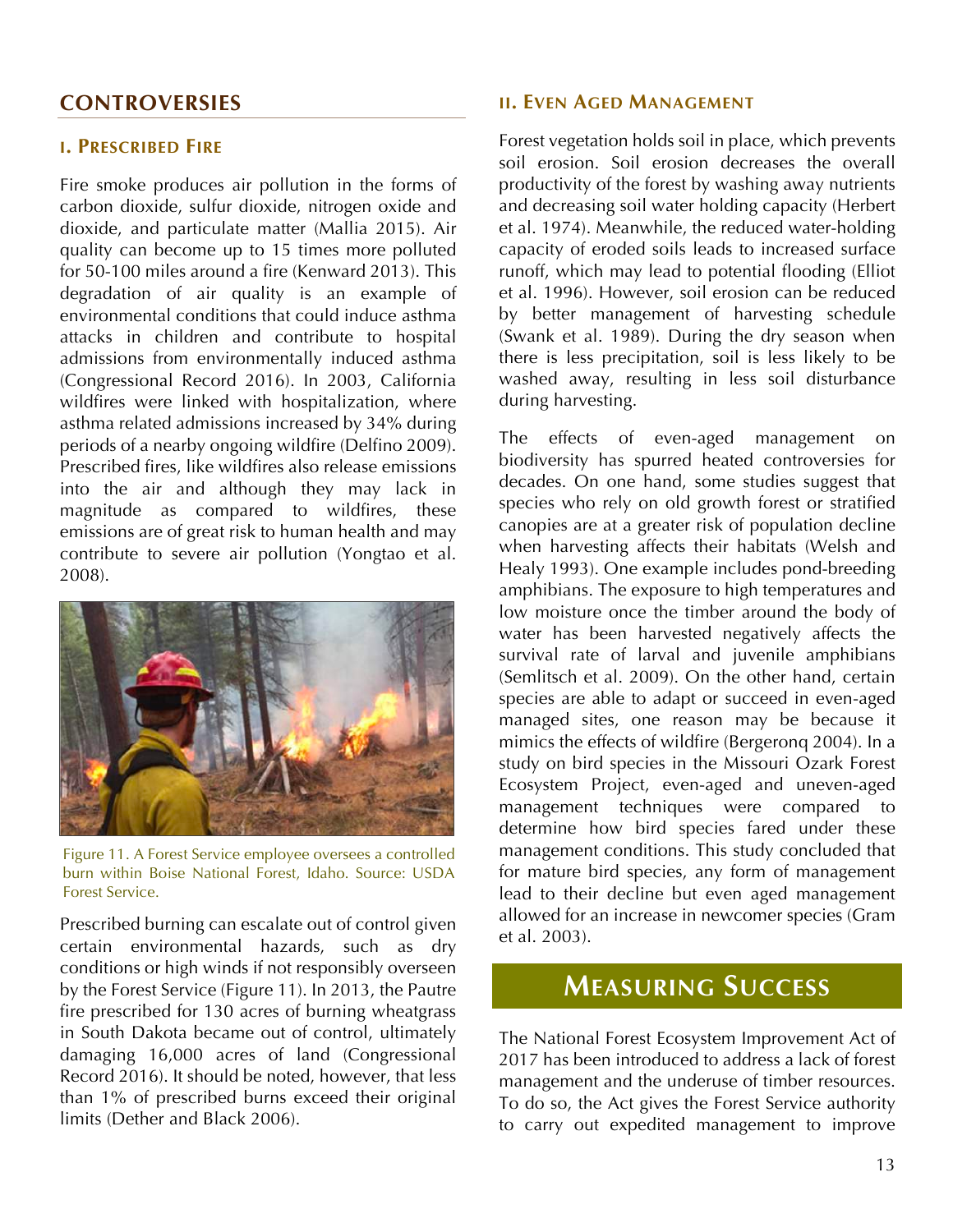## CONTROVERSIES

### I. PRESCRIBED FIRE

Fire smoke produces air pollution in the forms of carbon dioxide, sulfur dioxide, nitrogen oxide and dioxide, and particulate matter (Mallia 2015). Air quality can become up to 15 times more polluted for 50-100 miles around a fire (Kenward 2013). This degradation of air quality is an example of environmental conditions that could induce asthma attacks in children and contribute to hospital admissions from environmentally induced asthma (Congressional Record 2016). In 2003, California wildfires were linked with hospitalization, where asthma related admissions increased by 34% during periods of a nearby ongoing wildfire (Delfino 2009). Prescribed fires, like wildfires also release emissions into the air and although they may lack in magnitude as compared to wildfires, these emissions are of great risk to human health and may contribute to severe air pollution (Yongtao et al. 2008).

Figure 11. A Forest Service employee oversees a controlled burn within Boise National Forest, Idaho. Source: USDA Forest Service.

Prescribed burning can escalate out of control given certain environmental hazards, such as dry conditions or high winds if not responsibly overseen by the Forest Service (Figure 11). In 2013, the Pautre fire prescribed for 130 acres of burning wheatgrass in South Dakota became out of control, ultimately damaging 16,000 acres of land (Congressional Record 2016). It should be noted, however, that less than 1% of prescribed burns exceed their original limits (Dether and Black 2006).

### II. EVEN AGED MANAGEMENT

Forest vegetation holds soil in place, which prevents soil erosion. Soil erosion decreases the overall productivity of the forest by washing away nutrients and decreasing soil water holding capacity (Herbert et al. 1974). Meanwhile, the reduced water-holding capacity of eroded soils leads to increased surface runoff, which may lead to potential flooding (Elliot et al. 1996). However, soil erosion can be reduced by better management of harvesting schedule (Swank et al. 1989). During the dry season when there is less precipitation, soil is less likely to be washed away, resulting in less soil disturbance during harvesting.

The effects of even-aged management on biodiversity has spurred heated controversies for decades. On one hand, some studies suggest that species who rely on old growth forest or stratified canopies are at a greater risk of population decline when harvesting affects their habitats (Welsh and Healy 1993). One example includes pond-breeding amphibians. The exposure to high temperatures and low moisture once the timber around the body of water has been harvested negatively affects the survival rate of larval and juvenile amphibians (Semlitsch et al. 2009). On the other hand, certain species are able to adapt or succeed in even-aged managed sites, one reason may be because it mimics the effects of wildfire (Bergeronq 2004). In a study on bird species in the Missouri Ozark Forest Ecosystem Project, even-aged and uneven-aged management techniques were compared to determine how bird species fared under these management conditions. This study concluded that for mature bird species, any form of management lead to their decline but even aged management allowed for an increase in newcomer species (Gram et al. 2003).

## MEASURING SUCCESS

The National Forest Ecosystem Improvement Act of 2017 has been introduced to address a lack of forest management and the underuse of timber resources. To do so, the Act gives the Forest Service authority to carry out expedited management to improve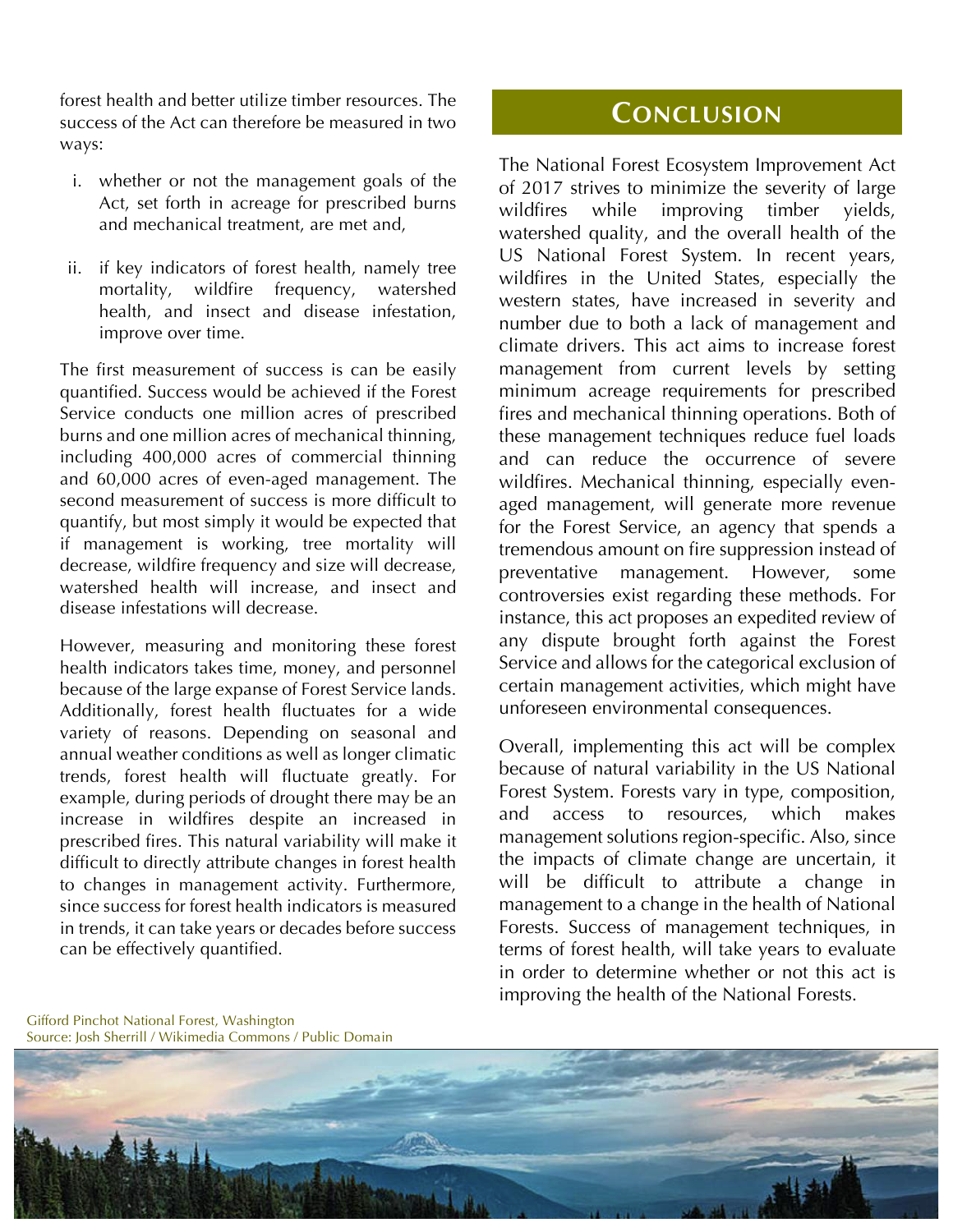forest health and better utilize timber resources. The success of the Act can therefore be measured in two ways:

i. whether or not the management goals of the Act, set forth in acreage for prescribed burns and mechanical treatment, are met and,

ii. if key indicators of forest health, namely tree mortality, wildfire frequency, watershed health, and insect and disease infestation, improve over time.

The first measurement of success is can be easily quantified. Success would be achieved if the Forest Service conducts one million acres of prescribed burns and one million acres of mechanical thinning, including 400,000 acres of commercial thinning and 60,000 acres of even-aged management. The second measurement of success is more difficult to quantify, but most simply it would be expected that if management is working, tree mortality will decrease, wildfire frequency and size will decrease, watershed health will increase, and insect and disease infestations will decrease.

However, measuring and monitoring these forest health indicators takes time, money, and personnel because of the large expanse of Forest Service lands. Additionally, forest health fluctuates for a wide variety of reasons. Depending on seasonal and annual weather conditions as well as longer climatic trends, forest health will fluctuate greatly. For example, during periods of drought there may be an increase in wildfires despite an increased in prescribed fires. This natural variability will make it difficult to directly attribute changes in forest health to changes in management activity. Furthermore, since success for forest health indicators is measured in trends, it can take years or decades before success can be effectively quantified.

## Conclusion

The National Forest Ecosystem Improvement Act of 2017 strives to minimize the severity of large wildfires while improving timber yields, watershed quality, and the overall health of the US National Forest System. In recent years, wildfires in the United States, especially the western states, have increased in severity and number due to both a lack of management and climate drivers. This act aims to increase forest management from current levels by setting minimum acreage requirements for prescribed fires and mechanical thinning operations. Both of these management techniques reduce fuel loads and can reduce the occurrence of severe wildfires. Mechanical thinning, especially even-aged management, will generate more revenue for the Forest Service, an agency that spends a tremendous amount on fire suppression instead of preventative management. However, some controversies exist regarding these methods. For instance, this act proposes an expedited review of any dispute brought forth against the Forest Service and allows for the categorical exclusion of certain management activities, which might have unforeseen environmental consequences.

Overall, implementing this act will be complex because of natural variability in the US National Forest System. Forests vary in type, composition, and access to resources, which makes management solutions region-specific. Also, since the impacts of climate change are uncertain, it will be difficult to attribute a change in management to a change in the health of National Forests. Success of management techniques, in terms of forest health, will take years to evaluate in order to determine whether or not this act is improving the health of the National Forests.

Gifford Pinchot National Forest, Washington
Source: Josh Sherrill / Wikimedia Commons / Public Domain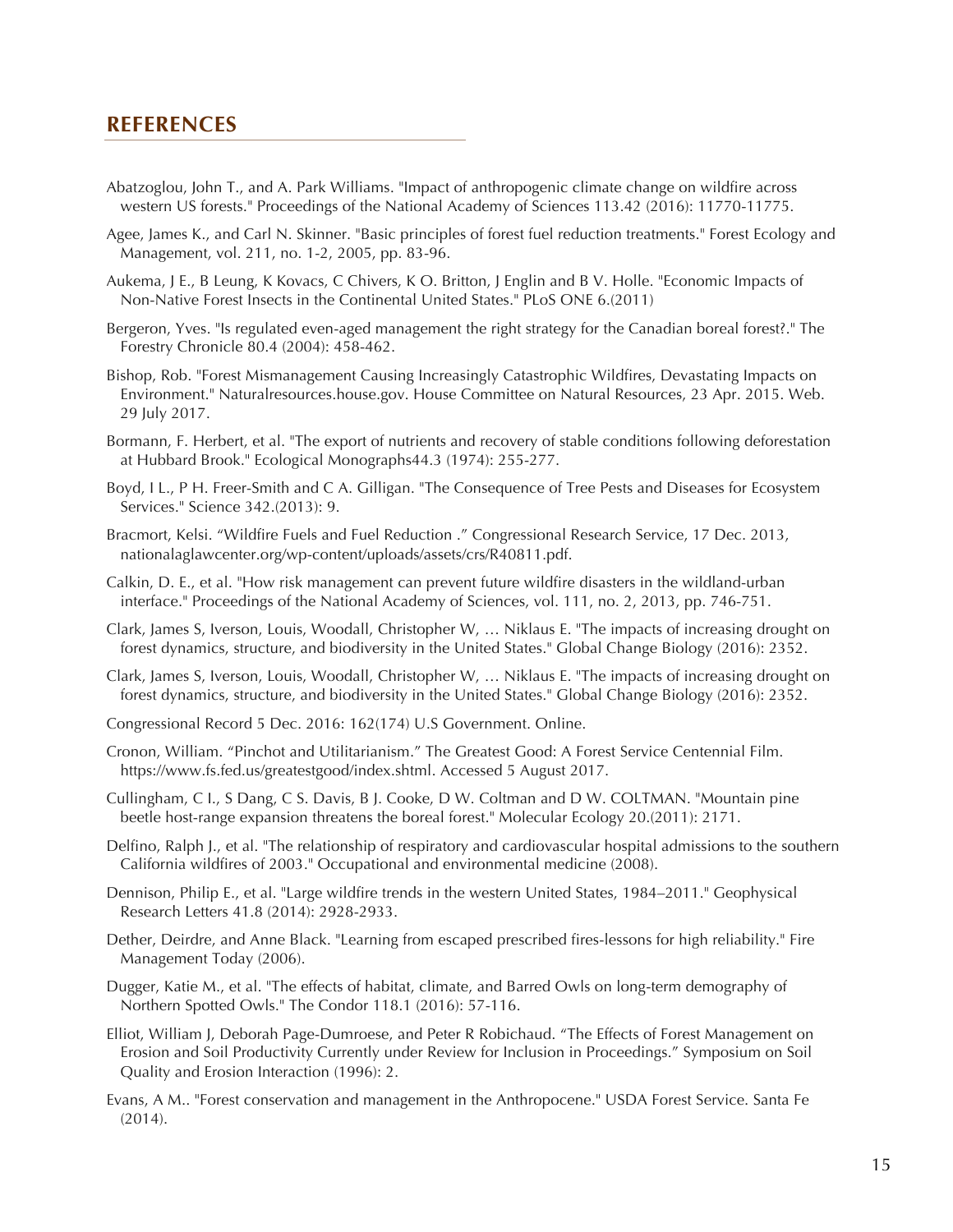## REFERENCES

Abatzoglou, John T., and A. Park Williams. "Impact of anthropogenic climate change on wildfire across western US forests." Proceedings of the National Academy of Sciences 113.42 (2016): 11770-11775.

Agee, James K., and Carl N. Skinner. "Basic principles of forest fuel reduction treatments." Forest Ecology and Management, vol. 211, no. 1-2, 2005, pp. 83-96.

Aukema, J E., B Leung, K Kovacs, C Chivers, K O. Britton, J Englin and B V. Holle. "Economic Impacts of Non-Native Forest Insects in the Continental United States." PLoS ONE 6.(2011)

Bergeron, Yves. "Is regulated even-aged management the right strategy for the Canadian boreal forest?." The Forestry Chronicle 80.4 (2004): 458-462.

Bishop, Rob. "Forest Mismanagement Causing Increasingly Catastrophic Wildfires, Devastating Impacts on Environment." Naturalresources.house.gov. House Committee on Natural Resources, 23 Apr. 2015. Web. 29 July 2017.

Bormann, F. Herbert, et al. "The export of nutrients and recovery of stable conditions following deforestation at Hubbard Brook." Ecological Monographs44.3 (1974): 255-277.

Boyd, I L., P H. Freer-Smith and C A. Gilligan. "The Consequence of Tree Pests and Diseases for Ecosystem Services." Science 342.(2013): 9.

Bracmort, Kelsi. "Wildfire Fuels and Fuel Reduction ." Congressional Research Service, 17 Dec. 2013, nationalaglawcenter.org/wp-content/uploads/assets/crs/R40811.pdf.

Calkin, D. E., et al. "How risk management can prevent future wildfire disasters in the wildland-urban interface." Proceedings of the National Academy of Sciences, vol. 111, no. 2, 2013, pp. 746-751.

Clark, James S, Iverson, Louis, Woodall, Christopher W, … Niklaus E. "The impacts of increasing drought on forest dynamics, structure, and biodiversity in the United States." Global Change Biology (2016): 2352.

Clark, James S, Iverson, Louis, Woodall, Christopher W, … Niklaus E. "The impacts of increasing drought on forest dynamics, structure, and biodiversity in the United States." Global Change Biology (2016): 2352.

Congressional Record 5 Dec. 2016: 162(174) U.S Government. Online.

Cronon, William. "Pinchot and Utilitarianism." The Greatest Good: A Forest Service Centennial Film. https://www.fs.fed.us/greatestgood/index.shtml. Accessed 5 August 2017.

Cullingham, C I., S Dang, C S. Davis, B J. Cooke, D W. Coltman and D W. COLTMAN. "Mountain pine beetle host-range expansion threatens the boreal forest." Molecular Ecology 20.(2011): 2171.

Delfino, Ralph J., et al. "The relationship of respiratory and cardiovascular hospital admissions to the southern California wildfires of 2003." Occupational and environmental medicine (2008).

Dennison, Philip E., et al. "Large wildfire trends in the western United States, 1984–2011." Geophysical Research Letters 41.8 (2014): 2928-2933.

Dether, Deirdre, and Anne Black. "Learning from escaped prescribed fires-lessons for high reliability." Fire Management Today (2006).

Dugger, Katie M., et al. "The effects of habitat, climate, and Barred Owls on long-term demography of Northern Spotted Owls." The Condor 118.1 (2016): 57-116.

Elliot, William J, Deborah Page-Dumroese, and Peter R Robichaud. "The Effects of Forest Management on Erosion and Soil Productivity Currently under Review for Inclusion in Proceedings." Symposium on Soil Quality and Erosion Interaction (1996): 2.

Evans, A M.. "Forest conservation and management in the Anthropocene." USDA Forest Service. Santa Fe (2014).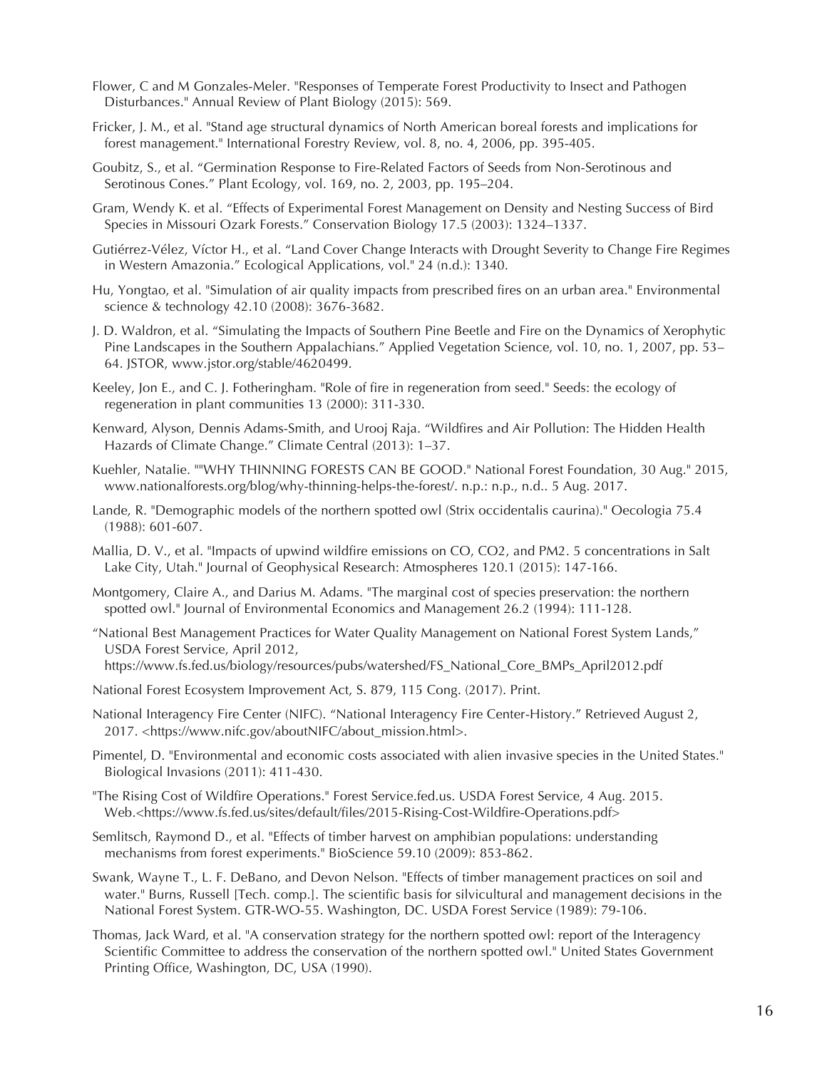Flower, C and M Gonzales-Meler. "Responses of Temperate Forest Productivity to Insect and Pathogen Disturbances." Annual Review of Plant Biology (2015): 569.

Fricker, J. M., et al. "Stand age structural dynamics of North American boreal forests and implications for forest management." International Forestry Review, vol. 8, no. 4, 2006, pp. 395-405.

Goubitz, S., et al. "Germination Response to Fire-Related Factors of Seeds from Non-Serotinous and Serotinous Cones." Plant Ecology, vol. 169, no. 2, 2003, pp. 195–204.

Gram, Wendy K. et al. "Effects of Experimental Forest Management on Density and Nesting Success of Bird Species in Missouri Ozark Forests." Conservation Biology 17.5 (2003): 1324–1337.

Gutiérrez-Vélez, Víctor H., et al. "Land Cover Change Interacts with Drought Severity to Change Fire Regimes in Western Amazonia." Ecological Applications, vol." 24 (n.d.): 1340.

Hu, Yongtao, et al. "Simulation of air quality impacts from prescribed fires on an urban area." Environmental science & technology 42.10 (2008): 3676-3682.

J. D. Waldron, et al. "Simulating the Impacts of Southern Pine Beetle and Fire on the Dynamics of Xerophytic Pine Landscapes in the Southern Appalachians." Applied Vegetation Science, vol. 10, no. 1, 2007, pp. 53–64. JSTOR, www.jstor.org/stable/4620499.

Keeley, Jon E., and C. J. Fotheringham. "Role of fire in regeneration from seed." Seeds: the ecology of regeneration in plant communities 13 (2000): 311-330.

Kenward, Alyson, Dennis Adams-Smith, and Urooj Raja. "Wildfires and Air Pollution: The Hidden Health Hazards of Climate Change." Climate Central (2013): 1–37.

Kuehler, Natalie. ""WHY THINNING FORESTS CAN BE GOOD." National Forest Foundation, 30 Aug." 2015, www.nationalforests.org/blog/why-thinning-helps-the-forest/. n.p.: n.p., n.d.. 5 Aug. 2017.

Lande, R. "Demographic models of the northern spotted owl (Strix occidentalis caurina)." Oecologia 75.4 (1988): 601-607.

Mallia, D. V., et al. "Impacts of upwind wildfire emissions on CO, CO2, and PM2. 5 concentrations in Salt Lake City, Utah." Journal of Geophysical Research: Atmospheres 120.1 (2015): 147-166.

Montgomery, Claire A., and Darius M. Adams. "The marginal cost of species preservation: the northern spotted owl." Journal of Environmental Economics and Management 26.2 (1994): 111-128.

"National Best Management Practices for Water Quality Management on National Forest System Lands," USDA Forest Service, April 2012, https://www.fs.fed.us/biology/resources/pubs/watershed/FS_National_Core_BMPs_April2012.pdf

National Forest Ecosystem Improvement Act, S. 879, 115 Cong. (2017). Print.

National Interagency Fire Center (NIFC). "National Interagency Fire Center-History." Retrieved August 2, 2017. <https://www.nifc.gov/aboutNIFC/about_mission.html>.

Pimentel, D. "Environmental and economic costs associated with alien invasive species in the United States." Biological Invasions (2011): 411-430.

"The Rising Cost of Wildfire Operations." Forest Service.fed.us. USDA Forest Service, 4 Aug. 2015. Web.<https://www.fs.fed.us/sites/default/files/2015-Rising-Cost-Wildfire-Operations.pdf>

Semlitsch, Raymond D., et al. "Effects of timber harvest on amphibian populations: understanding mechanisms from forest experiments." BioScience 59.10 (2009): 853-862.

Swank, Wayne T., L. F. DeBano, and Devon Nelson. "Effects of timber management practices on soil and water." Burns, Russell [Tech. comp.]. The scientific basis for silvicultural and management decisions in the National Forest System. GTR-WO-55. Washington, DC. USDA Forest Service (1989): 79-106.

Thomas, Jack Ward, et al. "A conservation strategy for the northern spotted owl: report of the Interagency Scientific Committee to address the conservation of the northern spotted owl." United States Government Printing Office, Washington, DC, USA (1990).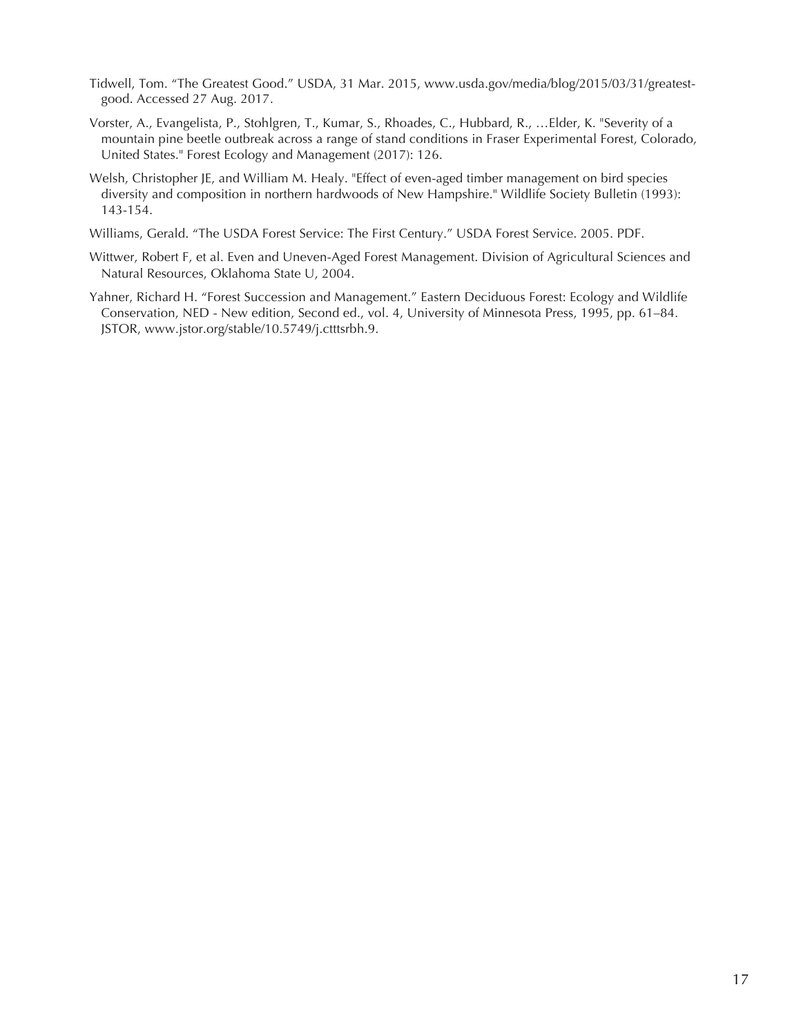Tidwell, Tom. "The Greatest Good." USDA, 31 Mar. 2015, www.usda.gov/media/blog/2015/03/31/greatest-good. Accessed 27 Aug. 2017.

Vorster, A., Evangelista, P., Stohlgren, T., Kumar, S., Rhoades, C., Hubbard, R., …Elder, K. "Severity of a mountain pine beetle outbreak across a range of stand conditions in Fraser Experimental Forest, Colorado, United States." Forest Ecology and Management (2017): 126.

Welsh, Christopher JE, and William M. Healy. "Effect of even-aged timber management on bird species diversity and composition in northern hardwoods of New Hampshire." Wildlife Society Bulletin (1993): 143-154.

Williams, Gerald. "The USDA Forest Service: The First Century." USDA Forest Service. 2005. PDF.

Wittwer, Robert F, et al. Even and Uneven-Aged Forest Management. Division of Agricultural Sciences and Natural Resources, Oklahoma State U, 2004.

Yahner, Richard H. "Forest Succession and Management." Eastern Deciduous Forest: Ecology and Wildlife Conservation, NED - New edition, Second ed., vol. 4, University of Minnesota Press, 1995, pp. 61–84. JSTOR, www.jstor.org/stable/10.5749/j.ctttsrbh.9.